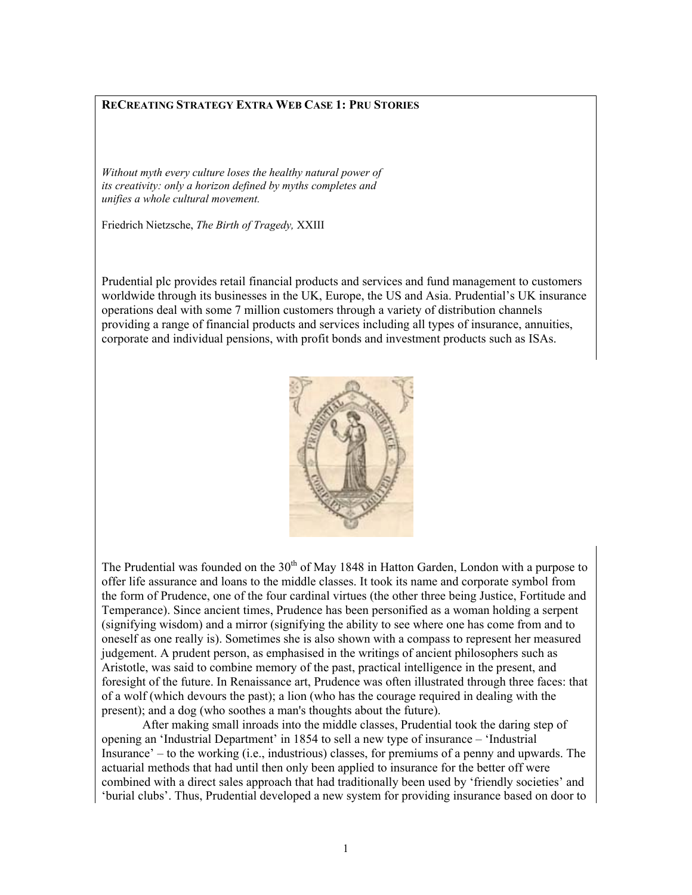# RECREATING STRATEGY EXTRA WEB CASE 1: PRU STORIES

*Without myth every culture loses the healthy natural power of its creativity: only a horizon defined by myths completes and unifies a whole cultural movement.*

Friedrich Nietzsche, *The Birth of Tragedy,* XXIII

Prudential plc provides retail financial products and services and fund management to customers worldwide through its businesses in the UK, Europe, the US and Asia. Prudential's UK insurance operations deal with some 7 million customers through a variety of distribution channels providing a range of financial products and services including all types of insurance, annuities, corporate and individual pensions, with profit bonds and investment products such as ISAs.

The Prudential was founded on the 30th of May 1848 in Hatton Garden, London with a purpose to offer life assurance and loans to the middle classes. It took its name and corporate symbol from the form of Prudence, one of the four cardinal virtues (the other three being Justice, Fortitude and Temperance). Since ancient times, Prudence has been personified as a woman holding a serpent (signifying wisdom) and a mirror (signifying the ability to see where one has come from and to oneself as one really is). Sometimes she is also shown with a compass to represent her measured judgement. A prudent person, as emphasised in the writings of ancient philosophers such as Aristotle, was said to combine memory of the past, practical intelligence in the present, and foresight of the future. In Renaissance art, Prudence was often illustrated through three faces: that of a wolf (which devours the past); a lion (who has the courage required in dealing with the present); and a dog (who soothes a man's thoughts about the future).

After making small inroads into the middle classes, Prudential took the daring step of opening an 'Industrial Department' in 1854 to sell a new type of insurance – 'Industrial Insurance' – to the working (i.e., industrious) classes, for premiums of a penny and upwards. The actuarial methods that had until then only been applied to insurance for the better off were combined with a direct sales approach that had traditionally been used by 'friendly societies' and 'burial clubs'. Thus, Prudential developed a new system for providing insurance based on door to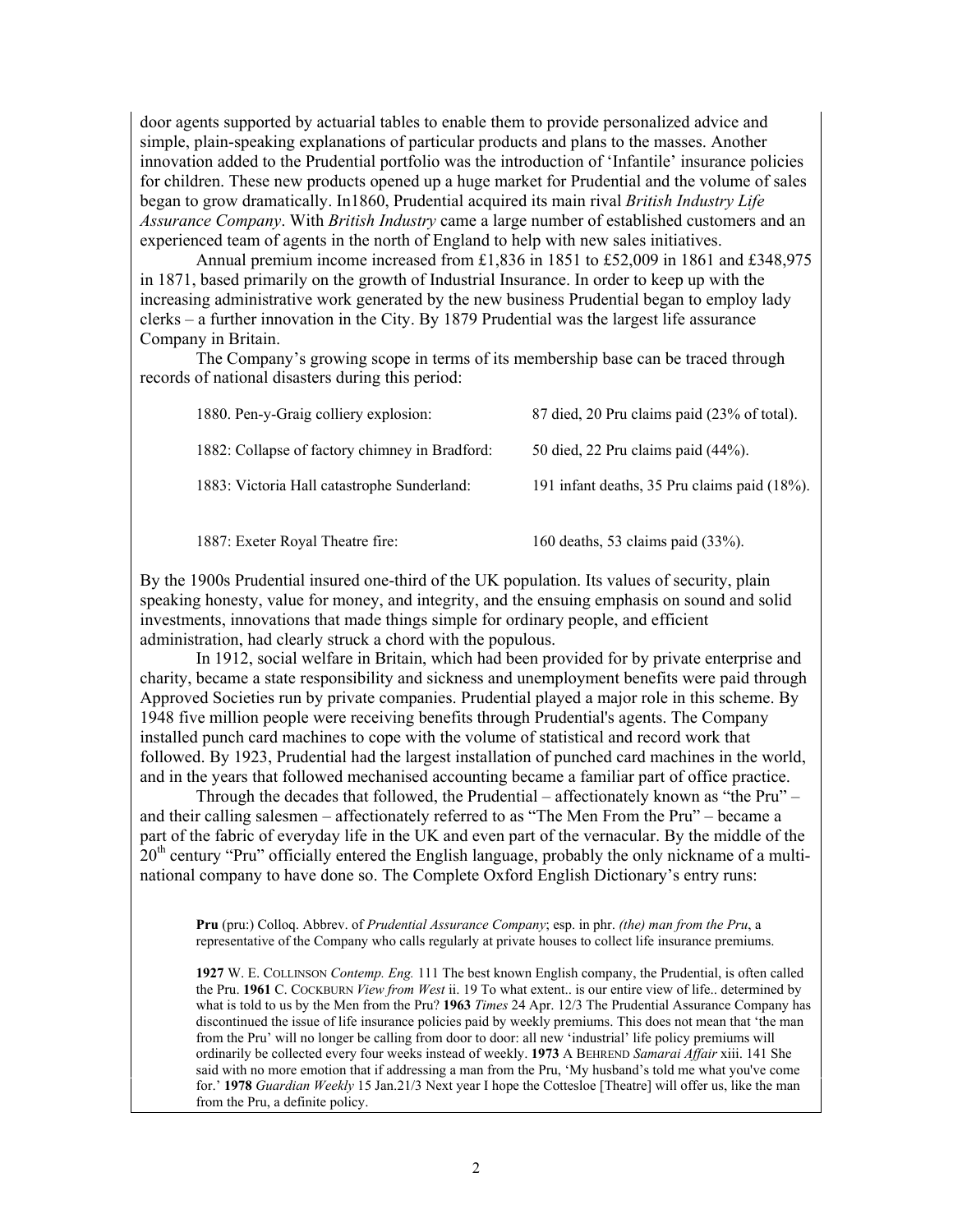door agents supported by actuarial tables to enable them to provide personalized advice and simple, plain-speaking explanations of particular products and plans to the masses. Another innovation added to the Prudential portfolio was the introduction of 'Infantile' insurance policies for children. These new products opened up a huge market for Prudential and the volume of sales began to grow dramatically. In1860, Prudential acquired its main rival *British Industry Life Assurance Company*. With *British Industry* came a large number of established customers and an experienced team of agents in the north of England to help with new sales initiatives.

Annual premium income increased from £1,836 in 1851 to £52,009 in 1861 and £348,975 in 1871, based primarily on the growth of Industrial Insurance. In order to keep up with the increasing administrative work generated by the new business Prudential began to employ lady clerks – a further innovation in the City. By 1879 Prudential was the largest life assurance Company in Britain.

The Company's growing scope in terms of its membership base can be traced through records of national disasters during this period:

| | |
|---|---|
| 1880. Pen-y-Graig colliery explosion: | 87 died, 20 Pru claims paid (23% of total). |
| 1882: Collapse of factory chimney in Bradford: | 50 died, 22 Pru claims paid (44%). |
| 1883: Victoria Hall catastrophe Sunderland: | 191 infant deaths, 35 Pru claims paid (18%). |
| 1887: Exeter Royal Theatre fire: | 160 deaths, 53 claims paid (33%). |

By the 1900s Prudential insured one-third of the UK population. Its values of security, plain speaking honesty, value for money, and integrity, and the ensuing emphasis on sound and solid investments, innovations that made things simple for ordinary people, and efficient administration, had clearly struck a chord with the populous.

In 1912, social welfare in Britain, which had been provided for by private enterprise and charity, became a state responsibility and sickness and unemployment benefits were paid through Approved Societies run by private companies. Prudential played a major role in this scheme. By 1948 five million people were receiving benefits through Prudential's agents. The Company installed punch card machines to cope with the volume of statistical and record work that followed. By 1923, Prudential had the largest installation of punched card machines in the world, and in the years that followed mechanised accounting became a familiar part of office practice.

Through the decades that followed, the Prudential – affectionately known as "the Pru" – and their calling salesmen – affectionately referred to as "The Men From the Pru" – became a part of the fabric of everyday life in the UK and even part of the vernacular. By the middle of the 20th century "Pru" officially entered the English language, probably the only nickname of a multi-national company to have done so. The Complete Oxford English Dictionary's entry runs:

> **Pru** (pru:) Colloq. Abbrev. of *Prudential Assurance Company*; esp. in phr. *(the) man from the Pru*, a representative of the Company who calls regularly at private houses to collect life insurance premiums.
>
> **1927** W. E. COLLINSON *Contemp. Eng.* 111 The best known English company, the Prudential, is often called the Pru. **1961** C. COCKBURN *View from West* ii. 19 To what extent.. is our entire view of life.. determined by what is told to us by the Men from the Pru? **1963** *Times* 24 Apr. 12/3 The Prudential Assurance Company has discontinued the issue of life insurance policies paid by weekly premiums. This does not mean that 'the man from the Pru' will no longer be calling from door to door: all new 'industrial' life policy premiums will ordinarily be collected every four weeks instead of weekly. **1973** A BEHREND *Samarai Affair* xiii. 141 She said with no more emotion that if addressing a man from the Pru, 'My husband's told me what you've come for.' **1978** *Guardian Weekly* 15 Jan.21/3 Next year I hope the Cottesloe [Theatre] will offer us, like the man from the Pru, a definite policy.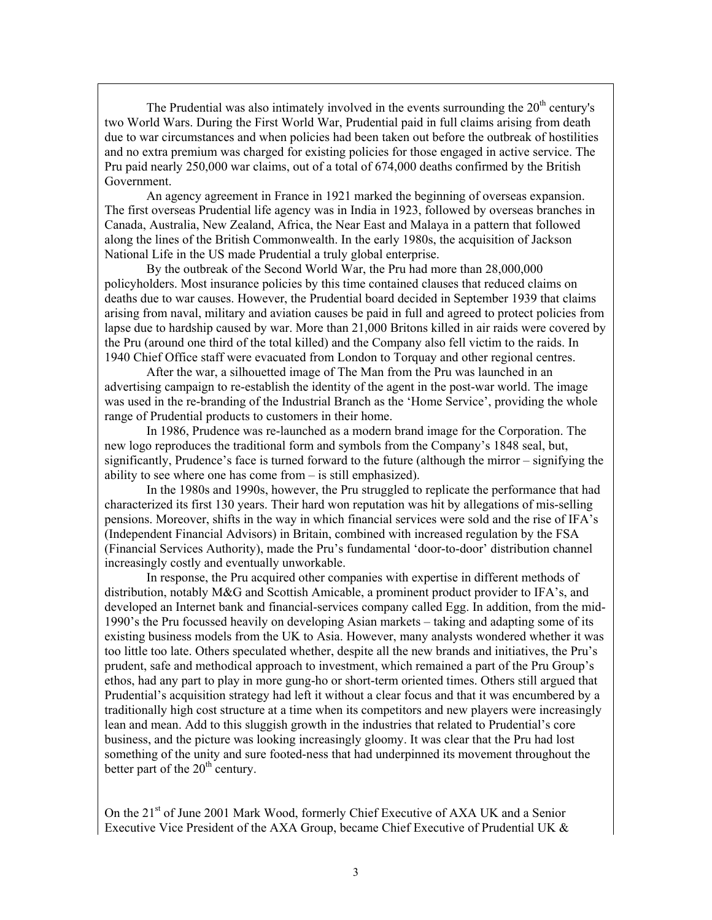The Prudential was also intimately involved in the events surrounding the 20th century's two World Wars. During the First World War, Prudential paid in full claims arising from death due to war circumstances and when policies had been taken out before the outbreak of hostilities and no extra premium was charged for existing policies for those engaged in active service. The Pru paid nearly 250,000 war claims, out of a total of 674,000 deaths confirmed by the British Government.

An agency agreement in France in 1921 marked the beginning of overseas expansion. The first overseas Prudential life agency was in India in 1923, followed by overseas branches in Canada, Australia, New Zealand, Africa, the Near East and Malaya in a pattern that followed along the lines of the British Commonwealth. In the early 1980s, the acquisition of Jackson National Life in the US made Prudential a truly global enterprise.

By the outbreak of the Second World War, the Pru had more than 28,000,000 policyholders. Most insurance policies by this time contained clauses that reduced claims on deaths due to war causes. However, the Prudential board decided in September 1939 that claims arising from naval, military and aviation causes be paid in full and agreed to protect policies from lapse due to hardship caused by war. More than 21,000 Britons killed in air raids were covered by the Pru (around one third of the total killed) and the Company also fell victim to the raids. In 1940 Chief Office staff were evacuated from London to Torquay and other regional centres.

After the war, a silhouetted image of The Man from the Pru was launched in an advertising campaign to re-establish the identity of the agent in the post-war world. The image was used in the re-branding of the Industrial Branch as the 'Home Service', providing the whole range of Prudential products to customers in their home.

In 1986, Prudence was re-launched as a modern brand image for the Corporation. The new logo reproduces the traditional form and symbols from the Company's 1848 seal, but, significantly, Prudence's face is turned forward to the future (although the mirror – signifying the ability to see where one has come from – is still emphasized).

In the 1980s and 1990s, however, the Pru struggled to replicate the performance that had characterized its first 130 years. Their hard won reputation was hit by allegations of mis-selling pensions. Moreover, shifts in the way in which financial services were sold and the rise of IFA's (Independent Financial Advisors) in Britain, combined with increased regulation by the FSA (Financial Services Authority), made the Pru's fundamental 'door-to-door' distribution channel increasingly costly and eventually unworkable.

In response, the Pru acquired other companies with expertise in different methods of distribution, notably M&G and Scottish Amicable, a prominent product provider to IFA's, and developed an Internet bank and financial-services company called Egg. In addition, from the mid-1990's the Pru focussed heavily on developing Asian markets – taking and adapting some of its existing business models from the UK to Asia. However, many analysts wondered whether it was too little too late. Others speculated whether, despite all the new brands and initiatives, the Pru's prudent, safe and methodical approach to investment, which remained a part of the Pru Group's ethos, had any part to play in more gung-ho or short-term oriented times. Others still argued that Prudential's acquisition strategy had left it without a clear focus and that it was encumbered by a traditionally high cost structure at a time when its competitors and new players were increasingly lean and mean. Add to this sluggish growth in the industries that related to Prudential's core business, and the picture was looking increasingly gloomy. It was clear that the Pru had lost something of the unity and sure footed-ness that had underpinned its movement throughout the better part of the 20th century.

On the 21st of June 2001 Mark Wood, formerly Chief Executive of AXA UK and a Senior Executive Vice President of the AXA Group, became Chief Executive of Prudential UK &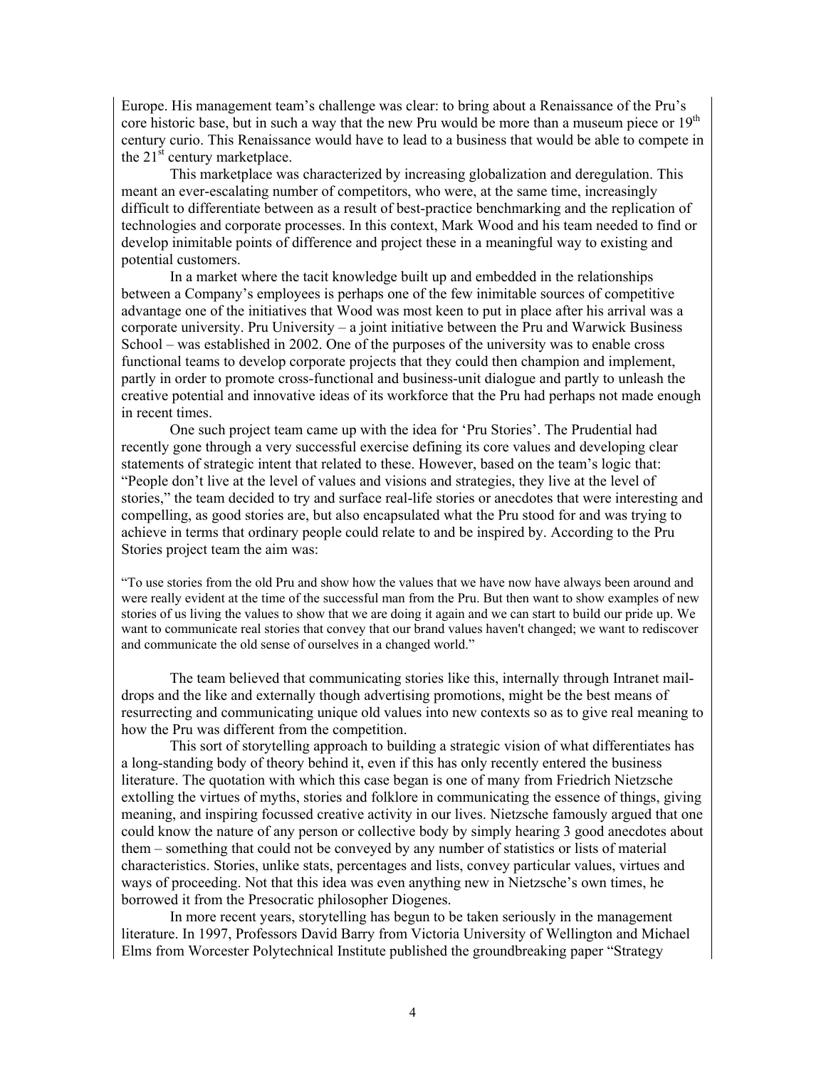Europe. His management team's challenge was clear: to bring about a Renaissance of the Pru's core historic base, but in such a way that the new Pru would be more than a museum piece or 19th century curio. This Renaissance would have to lead to a business that would be able to compete in the 21st century marketplace.

This marketplace was characterized by increasing globalization and deregulation. This meant an ever-escalating number of competitors, who were, at the same time, increasingly difficult to differentiate between as a result of best-practice benchmarking and the replication of technologies and corporate processes. In this context, Mark Wood and his team needed to find or develop inimitable points of difference and project these in a meaningful way to existing and potential customers.

In a market where the tacit knowledge built up and embedded in the relationships between a Company's employees is perhaps one of the few inimitable sources of competitive advantage one of the initiatives that Wood was most keen to put in place after his arrival was a corporate university. Pru University – a joint initiative between the Pru and Warwick Business School – was established in 2002. One of the purposes of the university was to enable cross functional teams to develop corporate projects that they could then champion and implement, partly in order to promote cross-functional and business-unit dialogue and partly to unleash the creative potential and innovative ideas of its workforce that the Pru had perhaps not made enough in recent times.

One such project team came up with the idea for 'Pru Stories'. The Prudential had recently gone through a very successful exercise defining its core values and developing clear statements of strategic intent that related to these. However, based on the team's logic that: "People don't live at the level of values and visions and strategies, they live at the level of stories," the team decided to try and surface real-life stories or anecdotes that were interesting and compelling, as good stories are, but also encapsulated what the Pru stood for and was trying to achieve in terms that ordinary people could relate to and be inspired by. According to the Pru Stories project team the aim was:

> "To use stories from the old Pru and show how the values that we have now have always been around and were really evident at the time of the successful man from the Pru. But then want to show examples of new stories of us living the values to show that we are doing it again and we can start to build our pride up. We want to communicate real stories that convey that our brand values haven't changed; we want to rediscover and communicate the old sense of ourselves in a changed world."

The team believed that communicating stories like this, internally through Intranet mail-drops and the like and externally though advertising promotions, might be the best means of resurrecting and communicating unique old values into new contexts so as to give real meaning to how the Pru was different from the competition.

This sort of storytelling approach to building a strategic vision of what differentiates has a long-standing body of theory behind it, even if this has only recently entered the business literature. The quotation with which this case began is one of many from Friedrich Nietzsche extolling the virtues of myths, stories and folklore in communicating the essence of things, giving meaning, and inspiring focussed creative activity in our lives. Nietzsche famously argued that one could know the nature of any person or collective body by simply hearing 3 good anecdotes about them – something that could not be conveyed by any number of statistics or lists of material characteristics. Stories, unlike stats, percentages and lists, convey particular values, virtues and ways of proceeding. Not that this idea was even anything new in Nietzsche's own times, he borrowed it from the Presocratic philosopher Diogenes.

In more recent years, storytelling has begun to be taken seriously in the management literature. In 1997, Professors David Barry from Victoria University of Wellington and Michael Elms from Worcester Polytechnical Institute published the groundbreaking paper "Strategy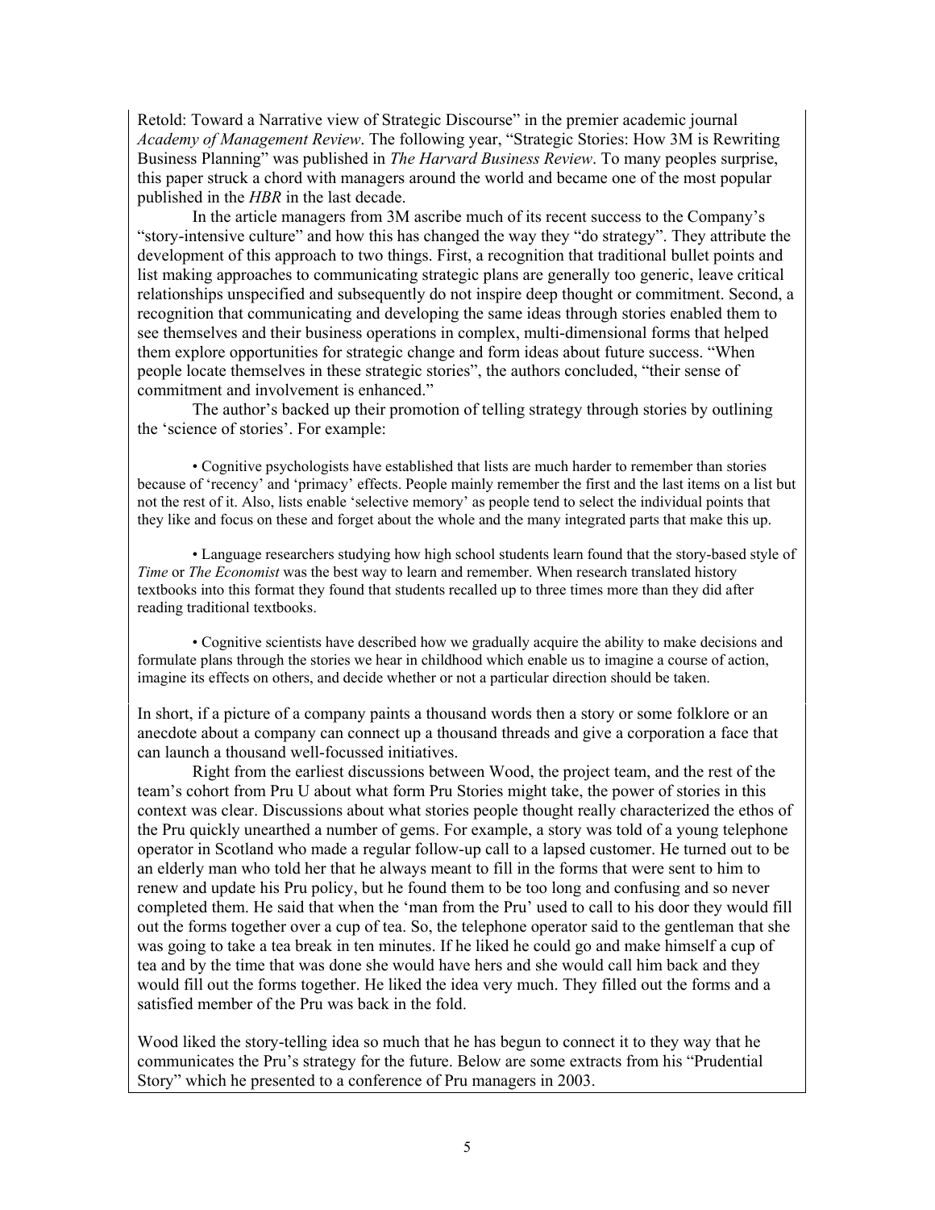Retold: Toward a Narrative view of Strategic Discourse" in the premier academic journal *Academy of Management Review*. The following year, "Strategic Stories: How 3M is Rewriting Business Planning" was published in *The Harvard Business Review*. To many peoples surprise, this paper struck a chord with managers around the world and became one of the most popular published in the *HBR* in the last decade.

In the article managers from 3M ascribe much of its recent success to the Company's "story-intensive culture" and how this has changed the way they "do strategy". They attribute the development of this approach to two things. First, a recognition that traditional bullet points and list making approaches to communicating strategic plans are generally too generic, leave critical relationships unspecified and subsequently do not inspire deep thought or commitment. Second, a recognition that communicating and developing the same ideas through stories enabled them to see themselves and their business operations in complex, multi-dimensional forms that helped them explore opportunities for strategic change and form ideas about future success. "When people locate themselves in these strategic stories", the authors concluded, "their sense of commitment and involvement is enhanced."

The author's backed up their promotion of telling strategy through stories by outlining the 'science of stories'. For example:

- Cognitive psychologists have established that lists are much harder to remember than stories because of 'recency' and 'primacy' effects. People mainly remember the first and the last items on a list but not the rest of it. Also, lists enable 'selective memory' as people tend to select the individual points that they like and focus on these and forget about the whole and the many integrated parts that make this up.

- Language researchers studying how high school students learn found that the story-based style of *Time* or *The Economist* was the best way to learn and remember. When research translated history textbooks into this format they found that students recalled up to three times more than they did after reading traditional textbooks.

- Cognitive scientists have described how we gradually acquire the ability to make decisions and formulate plans through the stories we hear in childhood which enable us to imagine a course of action, imagine its effects on others, and decide whether or not a particular direction should be taken.

In short, if a picture of a company paints a thousand words then a story or some folklore or an anecdote about a company can connect up a thousand threads and give a corporation a face that can launch a thousand well-focussed initiatives.

Right from the earliest discussions between Wood, the project team, and the rest of the team's cohort from Pru U about what form Pru Stories might take, the power of stories in this context was clear. Discussions about what stories people thought really characterized the ethos of the Pru quickly unearthed a number of gems. For example, a story was told of a young telephone operator in Scotland who made a regular follow-up call to a lapsed customer. He turned out to be an elderly man who told her that he always meant to fill in the forms that were sent to him to renew and update his Pru policy, but he found them to be too long and confusing and so never completed them. He said that when the 'man from the Pru' used to call to his door they would fill out the forms together over a cup of tea. So, the telephone operator said to the gentleman that she was going to take a tea break in ten minutes. If he liked he could go and make himself a cup of tea and by the time that was done she would have hers and she would call him back and they would fill out the forms together. He liked the idea very much. They filled out the forms and a satisfied member of the Pru was back in the fold.

Wood liked the story-telling idea so much that he has begun to connect it to they way that he communicates the Pru's strategy for the future. Below are some extracts from his "Prudential Story" which he presented to a conference of Pru managers in 2003.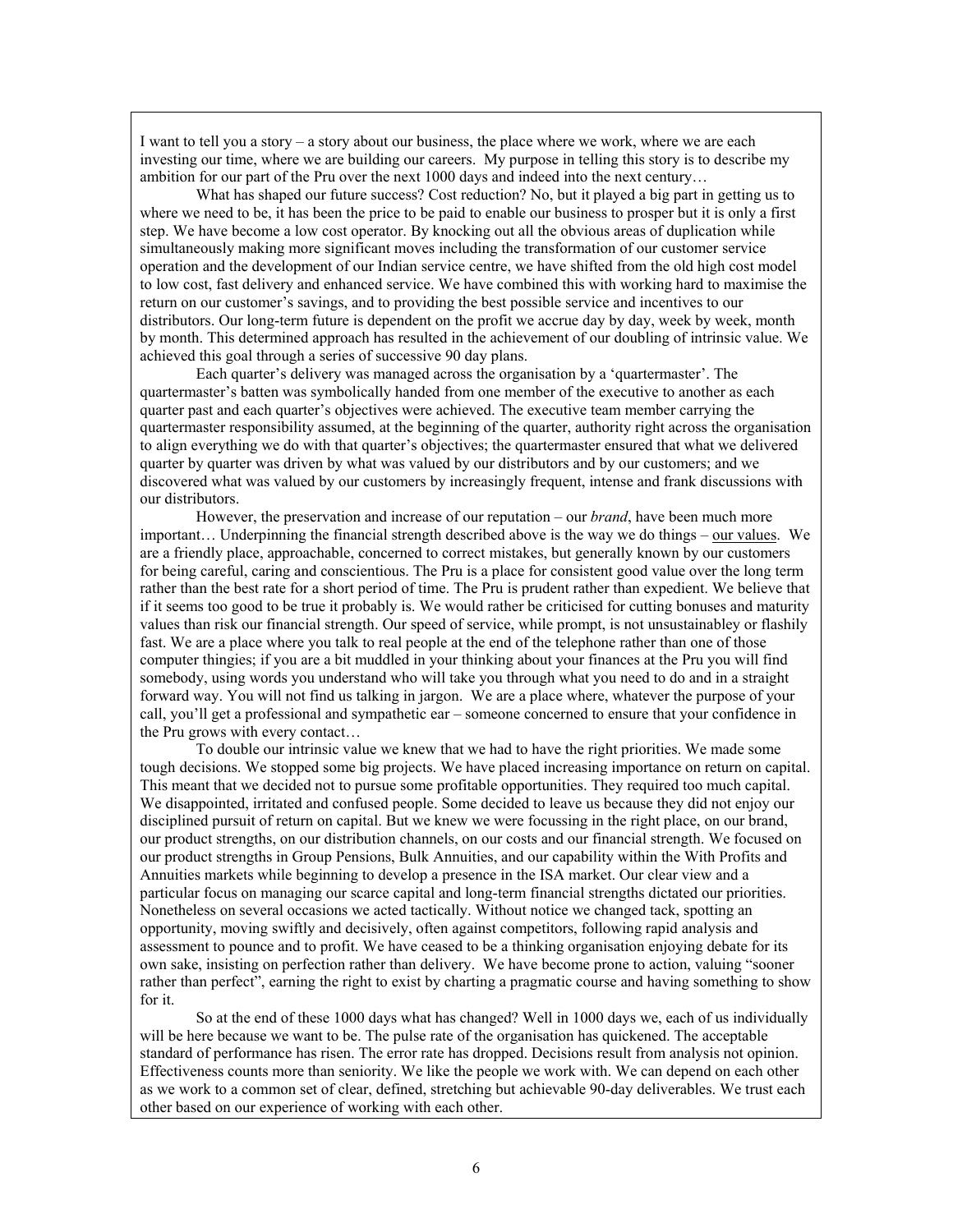I want to tell you a story – a story about our business, the place where we work, where we are each investing our time, where we are building our careers. My purpose in telling this story is to describe my ambition for our part of the Pru over the next 1000 days and indeed into the next century…

What has shaped our future success? Cost reduction? No, but it played a big part in getting us to where we need to be, it has been the price to be paid to enable our business to prosper but it is only a first step. We have become a low cost operator. By knocking out all the obvious areas of duplication while simultaneously making more significant moves including the transformation of our customer service operation and the development of our Indian service centre, we have shifted from the old high cost model to low cost, fast delivery and enhanced service. We have combined this with working hard to maximise the return on our customer's savings, and to providing the best possible service and incentives to our distributors. Our long-term future is dependent on the profit we accrue day by day, week by week, month by month. This determined approach has resulted in the achievement of our doubling of intrinsic value. We achieved this goal through a series of successive 90 day plans.

Each quarter's delivery was managed across the organisation by a 'quartermaster'. The quartermaster's batten was symbolically handed from one member of the executive to another as each quarter past and each quarter's objectives were achieved. The executive team member carrying the quartermaster responsibility assumed, at the beginning of the quarter, authority right across the organisation to align everything we do with that quarter's objectives; the quartermaster ensured that what we delivered quarter by quarter was driven by what was valued by our distributors and by our customers; and we discovered what was valued by our customers by increasingly frequent, intense and frank discussions with our distributors.

However, the preservation and increase of our reputation – our *brand*, have been much more important… Underpinning the financial strength described above is the way we do things – <u>our values</u>. We are a friendly place, approachable, concerned to correct mistakes, but generally known by our customers for being careful, caring and conscientious. The Pru is a place for consistent good value over the long term rather than the best rate for a short period of time. The Pru is prudent rather than expedient. We believe that if it seems too good to be true it probably is. We would rather be criticised for cutting bonuses and maturity values than risk our financial strength. Our speed of service, while prompt, is not unsustainabley or flashily fast. We are a place where you talk to real people at the end of the telephone rather than one of those computer thingies; if you are a bit muddled in your thinking about your finances at the Pru you will find somebody, using words you understand who will take you through what you need to do and in a straight forward way. You will not find us talking in jargon. We are a place where, whatever the purpose of your call, you'll get a professional and sympathetic ear – someone concerned to ensure that your confidence in the Pru grows with every contact…

To double our intrinsic value we knew that we had to have the right priorities. We made some tough decisions. We stopped some big projects. We have placed increasing importance on return on capital. This meant that we decided not to pursue some profitable opportunities. They required too much capital. We disappointed, irritated and confused people. Some decided to leave us because they did not enjoy our disciplined pursuit of return on capital. But we knew we were focussing in the right place, on our brand, our product strengths, on our distribution channels, on our costs and our financial strength. We focused on our product strengths in Group Pensions, Bulk Annuities, and our capability within the With Profits and Annuities markets while beginning to develop a presence in the ISA market. Our clear view and a particular focus on managing our scarce capital and long-term financial strengths dictated our priorities. Nonetheless on several occasions we acted tactically. Without notice we changed tack, spotting an opportunity, moving swiftly and decisively, often against competitors, following rapid analysis and assessment to pounce and to profit. We have ceased to be a thinking organisation enjoying debate for its own sake, insisting on perfection rather than delivery. We have become prone to action, valuing "sooner rather than perfect", earning the right to exist by charting a pragmatic course and having something to show for it.

So at the end of these 1000 days what has changed? Well in 1000 days we, each of us individually will be here because we want to be. The pulse rate of the organisation has quickened. The acceptable standard of performance has risen. The error rate has dropped. Decisions result from analysis not opinion. Effectiveness counts more than seniority. We like the people we work with. We can depend on each other as we work to a common set of clear, defined, stretching but achievable 90-day deliverables. We trust each other based on our experience of working with each other.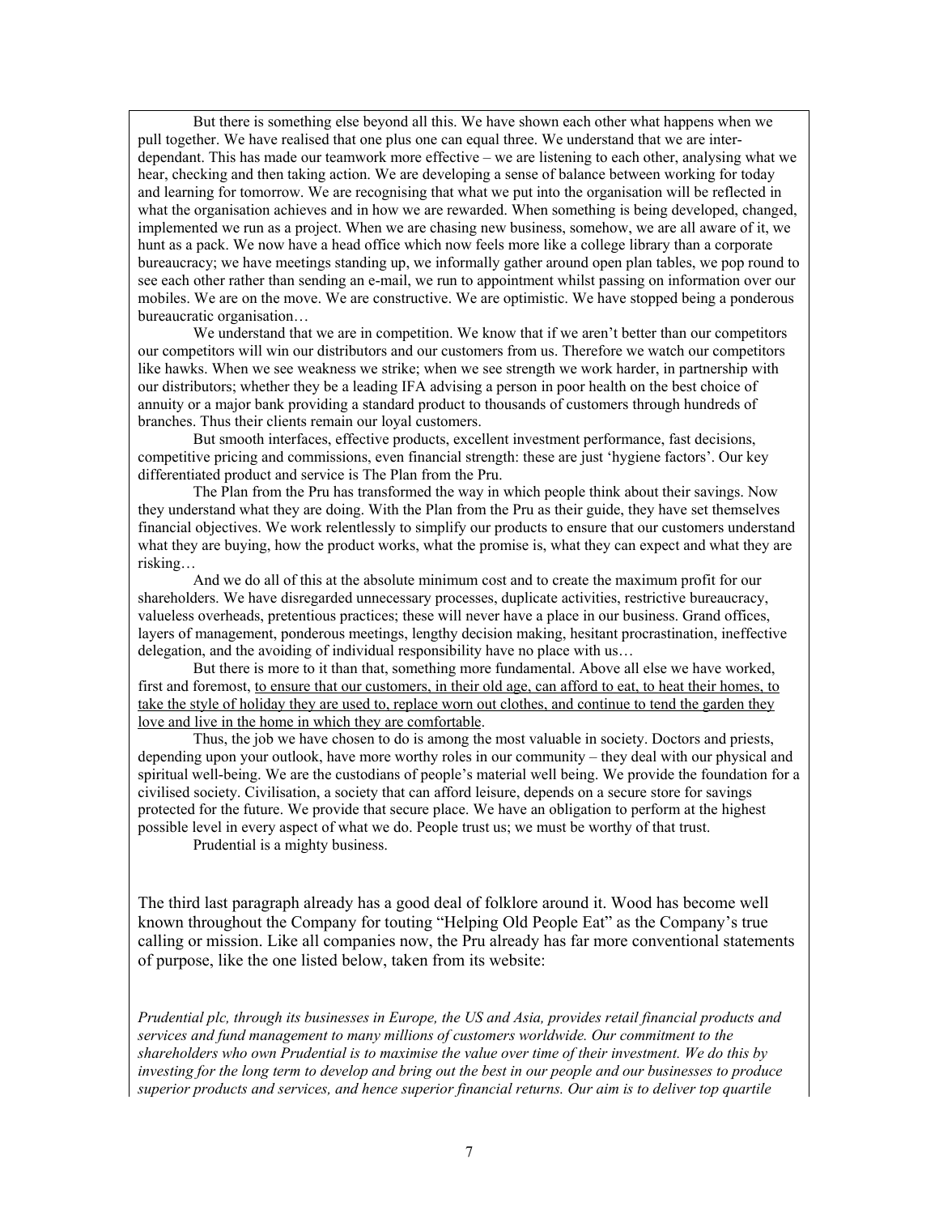But there is something else beyond all this. We have shown each other what happens when we pull together. We have realised that one plus one can equal three. We understand that we are inter-dependant. This has made our teamwork more effective – we are listening to each other, analysing what we hear, checking and then taking action. We are developing a sense of balance between working for today and learning for tomorrow. We are recognising that what we put into the organisation will be reflected in what the organisation achieves and in how we are rewarded. When something is being developed, changed, implemented we run as a project. When we are chasing new business, somehow, we are all aware of it, we hunt as a pack. We now have a head office which now feels more like a college library than a corporate bureaucracy; we have meetings standing up, we informally gather around open plan tables, we pop round to see each other rather than sending an e-mail, we run to appointment whilst passing on information over our mobiles. We are on the move. We are constructive. We are optimistic. We have stopped being a ponderous bureaucratic organisation…

We understand that we are in competition. We know that if we aren't better than our competitors our competitors will win our distributors and our customers from us. Therefore we watch our competitors like hawks. When we see weakness we strike; when we see strength we work harder, in partnership with our distributors; whether they be a leading IFA advising a person in poor health on the best choice of annuity or a major bank providing a standard product to thousands of customers through hundreds of branches. Thus their clients remain our loyal customers.

But smooth interfaces, effective products, excellent investment performance, fast decisions, competitive pricing and commissions, even financial strength: these are just 'hygiene factors'. Our key differentiated product and service is The Plan from the Pru.

The Plan from the Pru has transformed the way in which people think about their savings. Now they understand what they are doing. With the Plan from the Pru as their guide, they have set themselves financial objectives. We work relentlessly to simplify our products to ensure that our customers understand what they are buying, how the product works, what the promise is, what they can expect and what they are risking…

And we do all of this at the absolute minimum cost and to create the maximum profit for our shareholders. We have disregarded unnecessary processes, duplicate activities, restrictive bureaucracy, valueless overheads, pretentious practices; these will never have a place in our business. Grand offices, layers of management, ponderous meetings, lengthy decision making, hesitant procrastination, ineffective delegation, and the avoiding of individual responsibility have no place with us…

But there is more to it than that, something more fundamental. Above all else we have worked, first and foremost, <u>to ensure that our customers, in their old age, can afford to eat, to heat their homes, to take the style of holiday they are used to, replace worn out clothes, and continue to tend the garden they love and live in the home in which they are comfortable</u>.

Thus, the job we have chosen to do is among the most valuable in society. Doctors and priests, depending upon your outlook, have more worthy roles in our community – they deal with our physical and spiritual well-being. We are the custodians of people's material well being. We provide the foundation for a civilised society. Civilisation, a society that can afford leisure, depends on a secure store for savings protected for the future. We provide that secure place. We have an obligation to perform at the highest possible level in every aspect of what we do. People trust us; we must be worthy of that trust.

Prudential is a mighty business.

The third last paragraph already has a good deal of folklore around it. Wood has become well known throughout the Company for touting "Helping Old People Eat" as the Company's true calling or mission. Like all companies now, the Pru already has far more conventional statements of purpose, like the one listed below, taken from its website:

*Prudential plc, through its businesses in Europe, the US and Asia, provides retail financial products and services and fund management to many millions of customers worldwide. Our commitment to the shareholders who own Prudential is to maximise the value over time of their investment. We do this by investing for the long term to develop and bring out the best in our people and our businesses to produce superior products and services, and hence superior financial returns. Our aim is to deliver top quartile*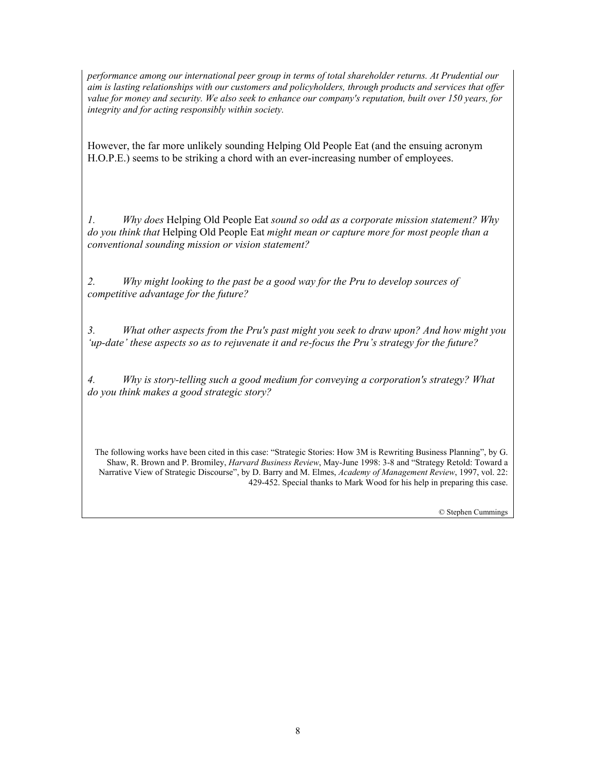*performance among our international peer group in terms of total shareholder returns. At Prudential our aim is lasting relationships with our customers and policyholders, through products and services that offer value for money and security. We also seek to enhance our company's reputation, built over 150 years, for integrity and for acting responsibly within society.*

However, the far more unlikely sounding Helping Old People Eat (and the ensuing acronym H.O.P.E.) seems to be striking a chord with an ever-increasing number of employees.

1. *Why does* Helping Old People Eat *sound so odd as a corporate mission statement? Why do you think that* Helping Old People Eat *might mean or capture more for most people than a conventional sounding mission or vision statement?*

2. *Why might looking to the past be a good way for the Pru to develop sources of competitive advantage for the future?*

3. *What other aspects from the Pru's past might you seek to draw upon? And how might you 'up-date' these aspects so as to rejuvenate it and re-focus the Pru's strategy for the future?*

4. *Why is story-telling such a good medium for conveying a corporation's strategy? What do you think makes a good strategic story?*

The following works have been cited in this case: "Strategic Stories: How 3M is Rewriting Business Planning", by G. Shaw, R. Brown and P. Bromiley, *Harvard Business Review*, May-June 1998: 3-8 and "Strategy Retold: Toward a Narrative View of Strategic Discourse", by D. Barry and M. Elmes, *Academy of Management Review*, 1997, vol. 22: 429-452. Special thanks to Mark Wood for his help in preparing this case.

© Stephen Cummings